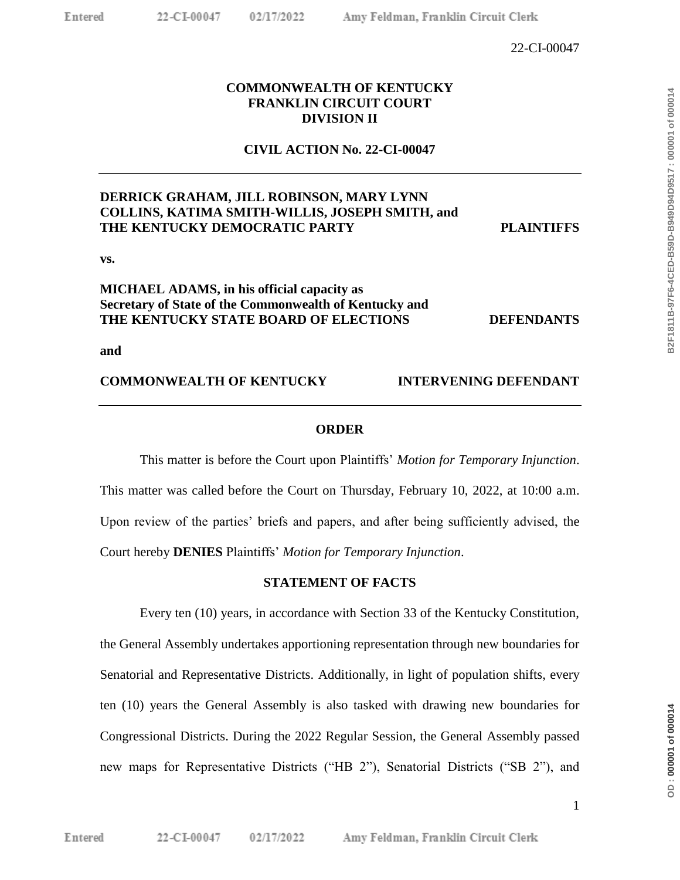22-CI-00047

**COMMONWEALTH OF KENTUCKY**
**FRANKLIN CIRCUIT COURT**
**DIVISION II**

**CIVIL ACTION No. 22-CI-00047**

---

**DERRICK GRAHAM, JILL ROBINSON, MARY LYNN COLLINS, KATIMA SMITH-WILLIS, JOSEPH SMITH, and THE KENTUCKY DEMOCRATIC PARTY** **PLAINTIFFS**

**vs.**

**MICHAEL ADAMS, in his official capacity as Secretary of State of the Commonwealth of Kentucky and THE KENTUCKY STATE BOARD OF ELECTIONS** **DEFENDANTS**

**and**

**COMMONWEALTH OF KENTUCKY** **INTERVENING DEFENDANT**

---

## ORDER

This matter is before the Court upon Plaintiffs' *Motion for Temporary Injunction*. This matter was called before the Court on Thursday, February 10, 2022, at 10:00 a.m. Upon review of the parties' briefs and papers, and after being sufficiently advised, the Court hereby **DENIES** Plaintiffs' *Motion for Temporary Injunction*.

## STATEMENT OF FACTS

Every ten (10) years, in accordance with Section 33 of the Kentucky Constitution, the General Assembly undertakes apportioning representation through new boundaries for Senatorial and Representative Districts. Additionally, in light of population shifts, every ten (10) years the General Assembly is also tasked with drawing new boundaries for Congressional Districts. During the 2022 Regular Session, the General Assembly passed new maps for Representative Districts ("HB 2"), Senatorial Districts ("SB 2"), and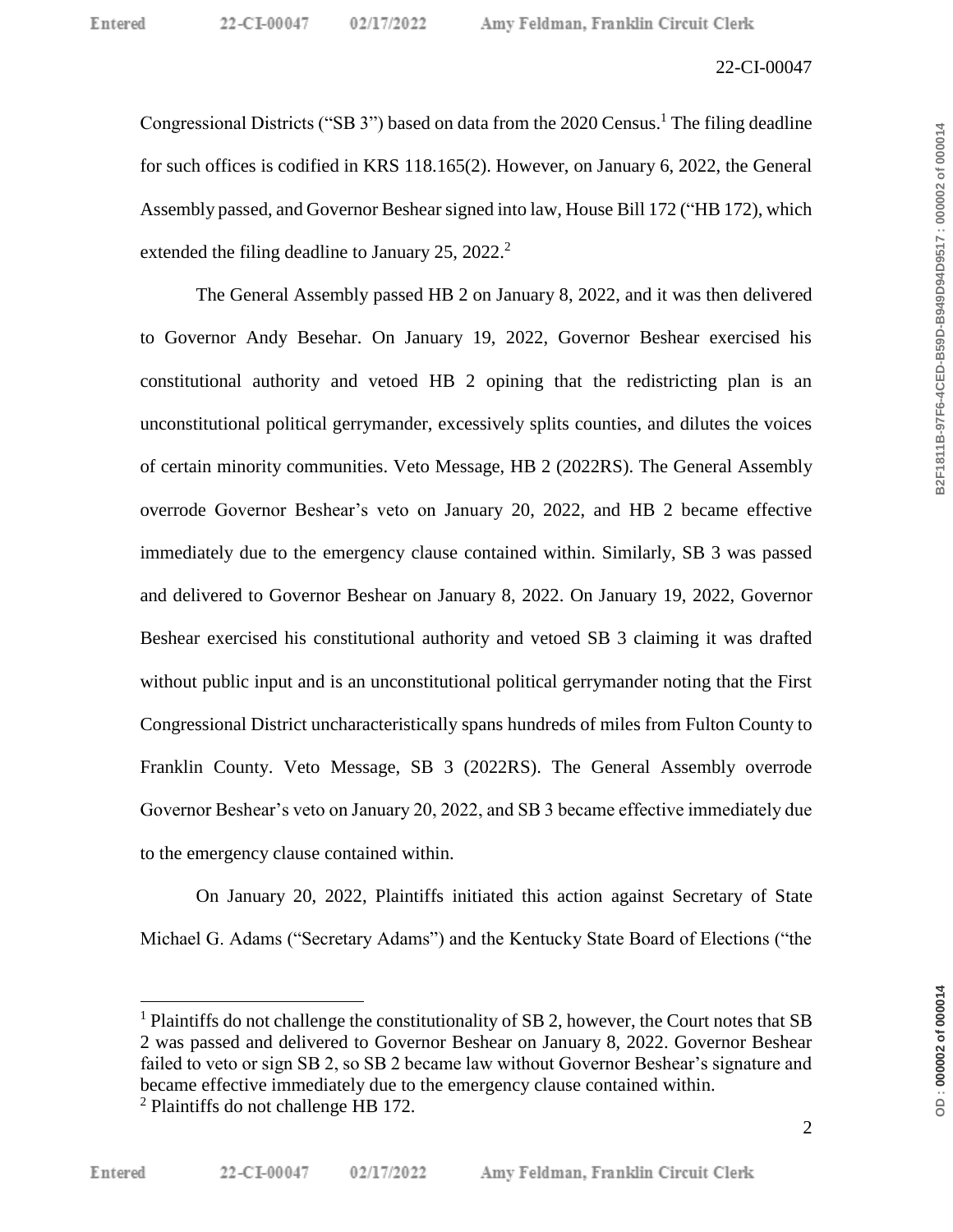Congressional Districts ("SB 3") based on data from the 2020 Census.[1] The filing deadline for such offices is codified in KRS 118.165(2). However, on January 6, 2022, the General Assembly passed, and Governor Beshear signed into law, House Bill 172 ("HB 172), which extended the filing deadline to January 25, 2022.[2]

The General Assembly passed HB 2 on January 8, 2022, and it was then delivered to Governor Andy Besehar. On January 19, 2022, Governor Beshear exercised his constitutional authority and vetoed HB 2 opining that the redistricting plan is an unconstitutional political gerrymander, excessively splits counties, and dilutes the voices of certain minority communities. Veto Message, HB 2 (2022RS). The General Assembly overrode Governor Beshear's veto on January 20, 2022, and HB 2 became effective immediately due to the emergency clause contained within. Similarly, SB 3 was passed and delivered to Governor Beshear on January 8, 2022. On January 19, 2022, Governor Beshear exercised his constitutional authority and vetoed SB 3 claiming it was drafted without public input and is an unconstitutional political gerrymander noting that the First Congressional District uncharacteristically spans hundreds of miles from Fulton County to Franklin County. Veto Message, SB 3 (2022RS). The General Assembly overrode Governor Beshear's veto on January 20, 2022, and SB 3 became effective immediately due to the emergency clause contained within.

On January 20, 2022, Plaintiffs initiated this action against Secretary of State Michael G. Adams ("Secretary Adams") and the Kentucky State Board of Elections ("the

---

[1] Plaintiffs do not challenge the constitutionality of SB 2, however, the Court notes that SB 2 was passed and delivered to Governor Beshear on January 8, 2022. Governor Beshear failed to veto or sign SB 2, so SB 2 became law without Governor Beshear's signature and became effective immediately due to the emergency clause contained within.

[2] Plaintiffs do not challenge HB 172.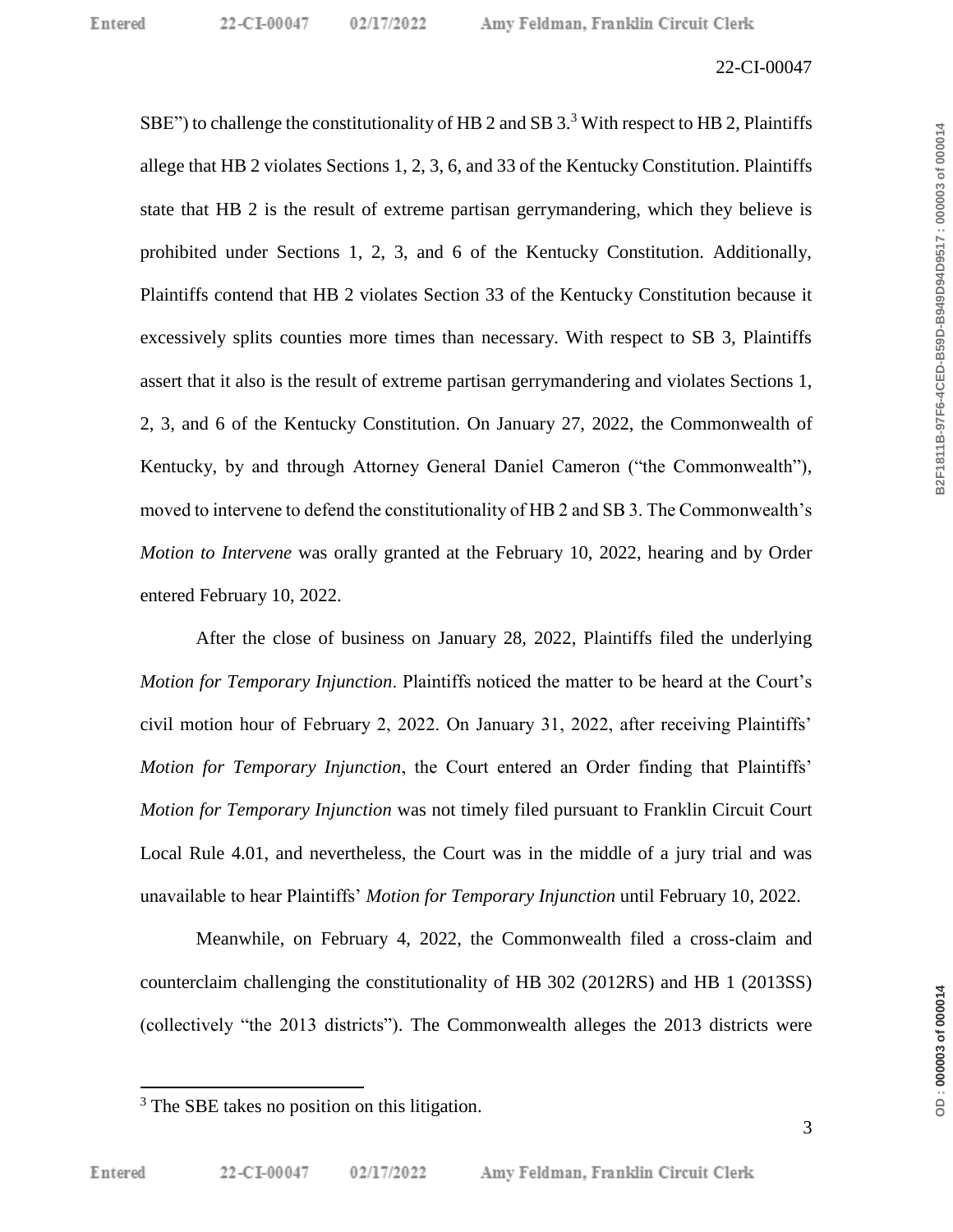SBE") to challenge the constitutionality of HB 2 and SB 3.[3] With respect to HB 2, Plaintiffs allege that HB 2 violates Sections 1, 2, 3, 6, and 33 of the Kentucky Constitution. Plaintiffs state that HB 2 is the result of extreme partisan gerrymandering, which they believe is prohibited under Sections 1, 2, 3, and 6 of the Kentucky Constitution. Additionally, Plaintiffs contend that HB 2 violates Section 33 of the Kentucky Constitution because it excessively splits counties more times than necessary. With respect to SB 3, Plaintiffs assert that it also is the result of extreme partisan gerrymandering and violates Sections 1, 2, 3, and 6 of the Kentucky Constitution. On January 27, 2022, the Commonwealth of Kentucky, by and through Attorney General Daniel Cameron ("the Commonwealth"), moved to intervene to defend the constitutionality of HB 2 and SB 3. The Commonwealth's *Motion to Intervene* was orally granted at the February 10, 2022, hearing and by Order entered February 10, 2022.

After the close of business on January 28, 2022, Plaintiffs filed the underlying *Motion for Temporary Injunction*. Plaintiffs noticed the matter to be heard at the Court's civil motion hour of February 2, 2022. On January 31, 2022, after receiving Plaintiffs' *Motion for Temporary Injunction*, the Court entered an Order finding that Plaintiffs' *Motion for Temporary Injunction* was not timely filed pursuant to Franklin Circuit Court Local Rule 4.01, and nevertheless, the Court was in the middle of a jury trial and was unavailable to hear Plaintiffs' *Motion for Temporary Injunction* until February 10, 2022.

Meanwhile, on February 4, 2022, the Commonwealth filed a cross-claim and counterclaim challenging the constitutionality of HB 302 (2012RS) and HB 1 (2013SS) (collectively "the 2013 districts"). The Commonwealth alleges the 2013 districts were

[3] The SBE takes no position on this litigation.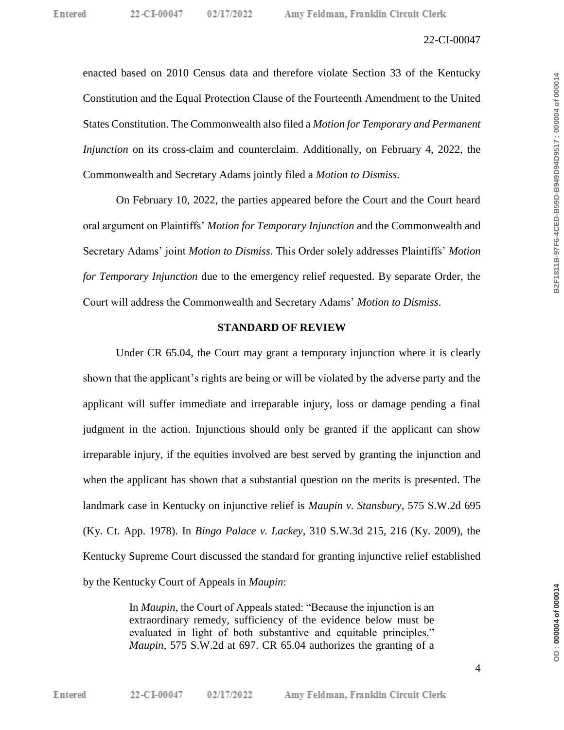enacted based on 2010 Census data and therefore violate Section 33 of the Kentucky Constitution and the Equal Protection Clause of the Fourteenth Amendment to the United States Constitution. The Commonwealth also filed a *Motion for Temporary and Permanent Injunction* on its cross-claim and counterclaim. Additionally, on February 4, 2022, the Commonwealth and Secretary Adams jointly filed a *Motion to Dismiss*.

On February 10, 2022, the parties appeared before the Court and the Court heard oral argument on Plaintiffs' *Motion for Temporary Injunction* and the Commonwealth and Secretary Adams' joint *Motion to Dismiss*. This Order solely addresses Plaintiffs' *Motion for Temporary Injunction* due to the emergency relief requested. By separate Order, the Court will address the Commonwealth and Secretary Adams' *Motion to Dismiss*.

## STANDARD OF REVIEW

Under CR 65.04, the Court may grant a temporary injunction where it is clearly shown that the applicant's rights are being or will be violated by the adverse party and the applicant will suffer immediate and irreparable injury, loss or damage pending a final judgment in the action. Injunctions should only be granted if the applicant can show irreparable injury, if the equities involved are best served by granting the injunction and when the applicant has shown that a substantial question on the merits is presented. The landmark case in Kentucky on injunctive relief is *Maupin v. Stansbury*, 575 S.W.2d 695 (Ky. Ct. App. 1978). In *Bingo Palace v. Lackey*, 310 S.W.3d 215, 216 (Ky. 2009), the Kentucky Supreme Court discussed the standard for granting injunctive relief established by the Kentucky Court of Appeals in *Maupin*:

> In *Maupin*, the Court of Appeals stated: "Because the injunction is an extraordinary remedy, sufficiency of the evidence below must be evaluated in light of both substantive and equitable principles." *Maupin*, 575 S.W.2d at 697. CR 65.04 authorizes the granting of a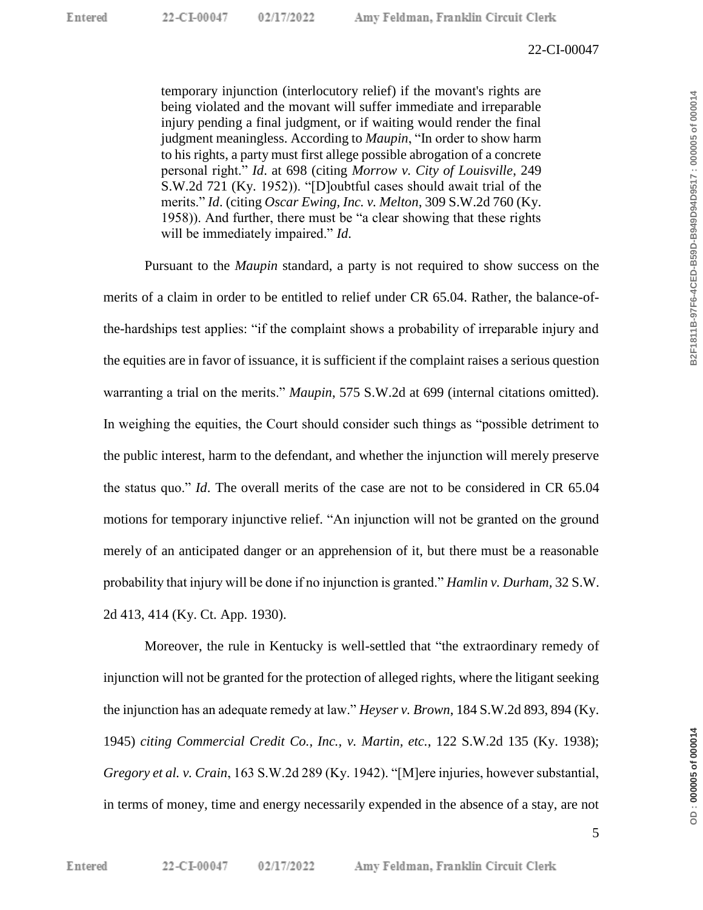> temporary injunction (interlocutory relief) if the movant's rights are being violated and the movant will suffer immediate and irreparable injury pending a final judgment, or if waiting would render the final judgment meaningless. According to *Maupin*, "In order to show harm to his rights, a party must first allege possible abrogation of a concrete personal right." *Id*. at 698 (citing *Morrow v. City of Louisville*, 249 S.W.2d 721 (Ky. 1952)). "[D]oubtful cases should await trial of the merits." *Id*. (citing *Oscar Ewing, Inc. v. Melton*, 309 S.W.2d 760 (Ky. 1958)). And further, there must be "a clear showing that these rights will be immediately impaired." *Id*.

Pursuant to the *Maupin* standard, a party is not required to show success on the merits of a claim in order to be entitled to relief under CR 65.04. Rather, the balance-of-the-hardships test applies: "if the complaint shows a probability of irreparable injury and the equities are in favor of issuance, it is sufficient if the complaint raises a serious question warranting a trial on the merits." *Maupin*, 575 S.W.2d at 699 (internal citations omitted). In weighing the equities, the Court should consider such things as "possible detriment to the public interest, harm to the defendant, and whether the injunction will merely preserve the status quo." *Id*. The overall merits of the case are not to be considered in CR 65.04 motions for temporary injunctive relief. "An injunction will not be granted on the ground merely of an anticipated danger or an apprehension of it, but there must be a reasonable probability that injury will be done if no injunction is granted." *Hamlin v. Durham*, 32 S.W. 2d 413, 414 (Ky. Ct. App. 1930).

Moreover, the rule in Kentucky is well-settled that "the extraordinary remedy of injunction will not be granted for the protection of alleged rights, where the litigant seeking the injunction has an adequate remedy at law." *Heyser v. Brown*, 184 S.W.2d 893, 894 (Ky. 1945) *citing Commercial Credit Co., Inc., v. Martin, etc.*, 122 S.W.2d 135 (Ky. 1938); *Gregory et al. v. Crain*, 163 S.W.2d 289 (Ky. 1942). "[M]ere injuries, however substantial, in terms of money, time and energy necessarily expended in the absence of a stay, are not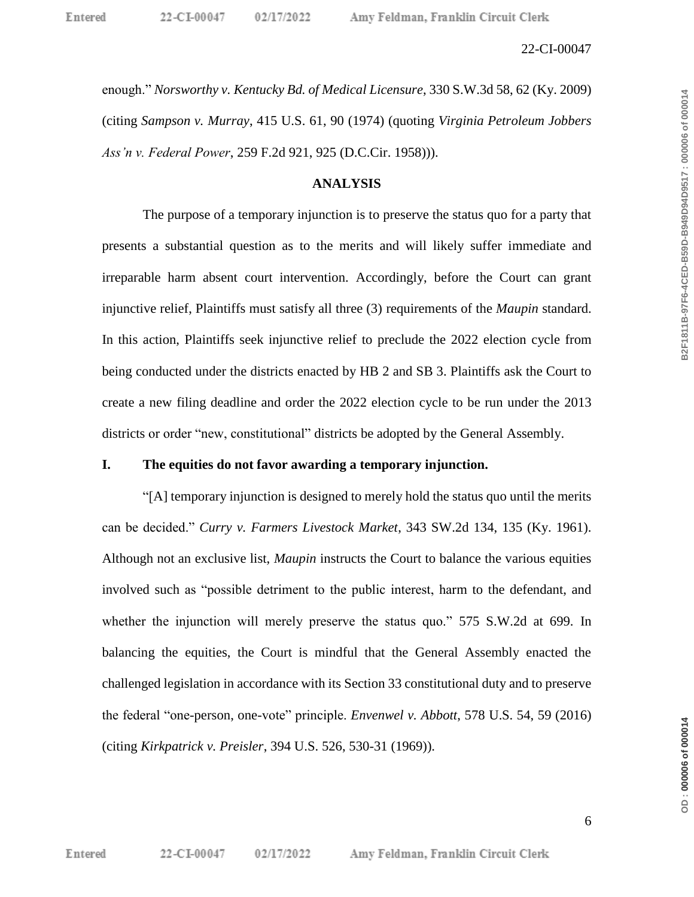enough." *Norsworthy v. Kentucky Bd. of Medical Licensure*, 330 S.W.3d 58, 62 (Ky. 2009) (citing *Sampson v. Murray*, 415 U.S. 61, 90 (1974) (quoting *Virginia Petroleum Jobbers Ass'n v. Federal Power*, 259 F.2d 921, 925 (D.C.Cir. 1958))).

## ANALYSIS

The purpose of a temporary injunction is to preserve the status quo for a party that presents a substantial question as to the merits and will likely suffer immediate and irreparable harm absent court intervention. Accordingly, before the Court can grant injunctive relief, Plaintiffs must satisfy all three (3) requirements of the *Maupin* standard. In this action, Plaintiffs seek injunctive relief to preclude the 2022 election cycle from being conducted under the districts enacted by HB 2 and SB 3. Plaintiffs ask the Court to create a new filing deadline and order the 2022 election cycle to be run under the 2013 districts or order "new, constitutional" districts be adopted by the General Assembly.

### I. The equities do not favor awarding a temporary injunction.

"[A] temporary injunction is designed to merely hold the status quo until the merits can be decided." *Curry v. Farmers Livestock Market*, 343 SW.2d 134, 135 (Ky. 1961). Although not an exclusive list, *Maupin* instructs the Court to balance the various equities involved such as "possible detriment to the public interest, harm to the defendant, and whether the injunction will merely preserve the status quo." 575 S.W.2d at 699. In balancing the equities, the Court is mindful that the General Assembly enacted the challenged legislation in accordance with its Section 33 constitutional duty and to preserve the federal "one-person, one-vote" principle. *Envenwel v. Abbott*, 578 U.S. 54, 59 (2016) (citing *Kirkpatrick v. Preisler*, 394 U.S. 526, 530-31 (1969)).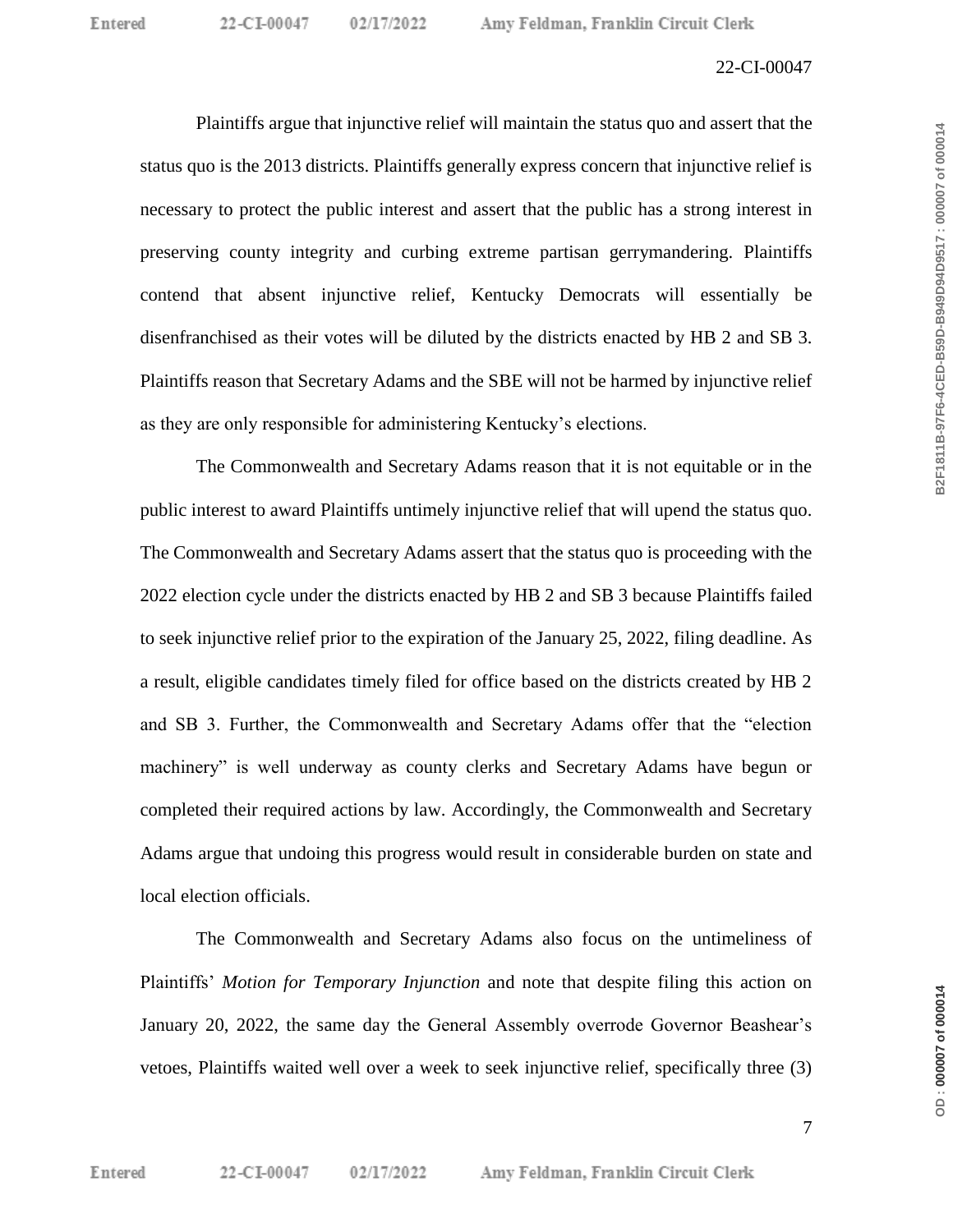Plaintiffs argue that injunctive relief will maintain the status quo and assert that the status quo is the 2013 districts. Plaintiffs generally express concern that injunctive relief is necessary to protect the public interest and assert that the public has a strong interest in preserving county integrity and curbing extreme partisan gerrymandering. Plaintiffs contend that absent injunctive relief, Kentucky Democrats will essentially be disenfranchised as their votes will be diluted by the districts enacted by HB 2 and SB 3. Plaintiffs reason that Secretary Adams and the SBE will not be harmed by injunctive relief as they are only responsible for administering Kentucky's elections.

The Commonwealth and Secretary Adams reason that it is not equitable or in the public interest to award Plaintiffs untimely injunctive relief that will upend the status quo. The Commonwealth and Secretary Adams assert that the status quo is proceeding with the 2022 election cycle under the districts enacted by HB 2 and SB 3 because Plaintiffs failed to seek injunctive relief prior to the expiration of the January 25, 2022, filing deadline. As a result, eligible candidates timely filed for office based on the districts created by HB 2 and SB 3. Further, the Commonwealth and Secretary Adams offer that the "election machinery" is well underway as county clerks and Secretary Adams have begun or completed their required actions by law. Accordingly, the Commonwealth and Secretary Adams argue that undoing this progress would result in considerable burden on state and local election officials.

The Commonwealth and Secretary Adams also focus on the untimeliness of Plaintiffs' *Motion for Temporary Injunction* and note that despite filing this action on January 20, 2022, the same day the General Assembly overrode Governor Beashear's vetoes, Plaintiffs waited well over a week to seek injunctive relief, specifically three (3)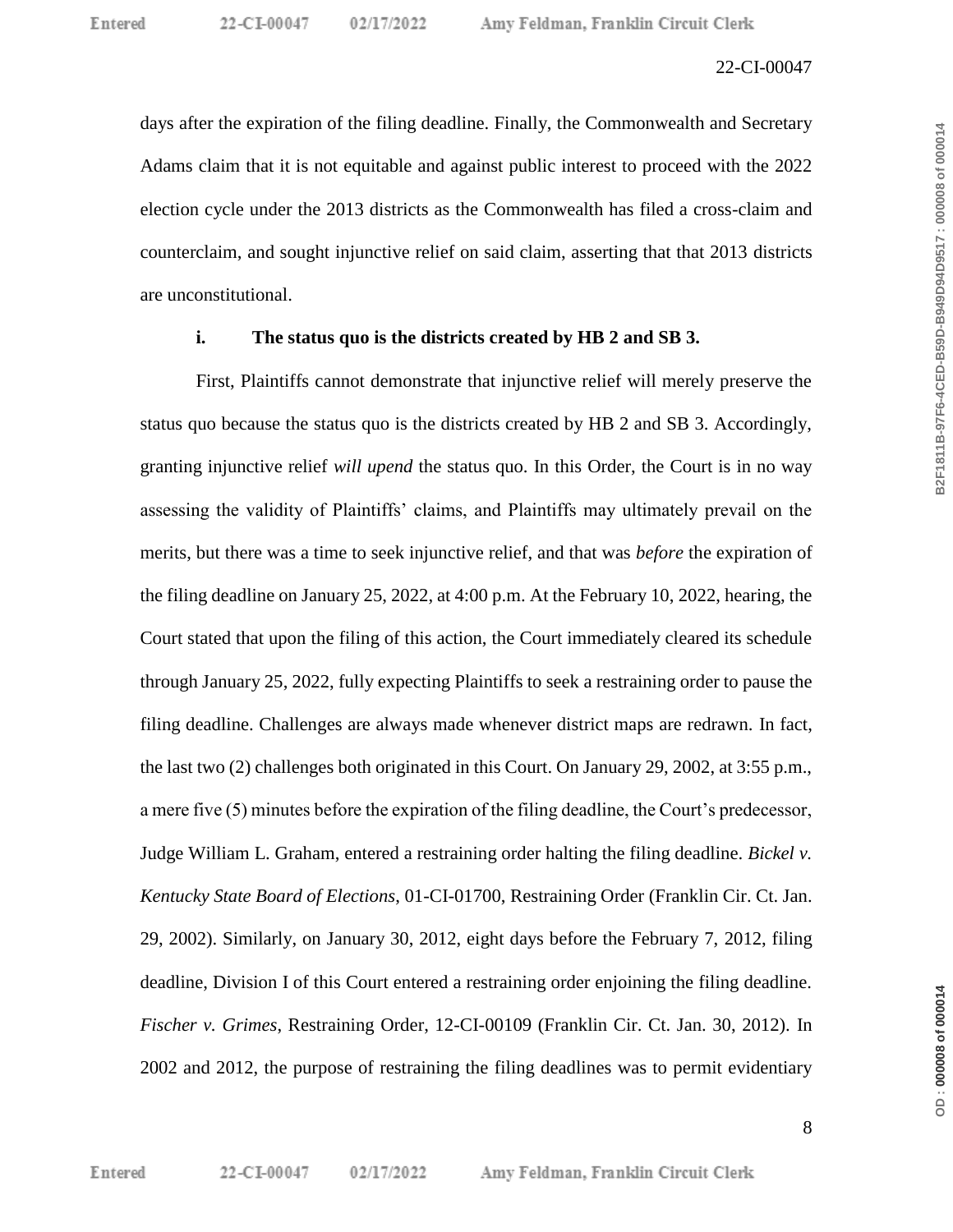days after the expiration of the filing deadline. Finally, the Commonwealth and Secretary Adams claim that it is not equitable and against public interest to proceed with the 2022 election cycle under the 2013 districts as the Commonwealth has filed a cross-claim and counterclaim, and sought injunctive relief on said claim, asserting that that 2013 districts are unconstitutional.

**i. The status quo is the districts created by HB 2 and SB 3.**

First, Plaintiffs cannot demonstrate that injunctive relief will merely preserve the status quo because the status quo is the districts created by HB 2 and SB 3. Accordingly, granting injunctive relief *will upend* the status quo. In this Order, the Court is in no way assessing the validity of Plaintiffs' claims, and Plaintiffs may ultimately prevail on the merits, but there was a time to seek injunctive relief, and that was *before* the expiration of the filing deadline on January 25, 2022, at 4:00 p.m. At the February 10, 2022, hearing, the Court stated that upon the filing of this action, the Court immediately cleared its schedule through January 25, 2022, fully expecting Plaintiffs to seek a restraining order to pause the filing deadline. Challenges are always made whenever district maps are redrawn. In fact, the last two (2) challenges both originated in this Court. On January 29, 2002, at 3:55 p.m., a mere five (5) minutes before the expiration of the filing deadline, the Court's predecessor, Judge William L. Graham, entered a restraining order halting the filing deadline. *Bickel v. Kentucky State Board of Elections*, 01-CI-01700, Restraining Order (Franklin Cir. Ct. Jan. 29, 2002). Similarly, on January 30, 2012, eight days before the February 7, 2012, filing deadline, Division I of this Court entered a restraining order enjoining the filing deadline. *Fischer v. Grimes*, Restraining Order, 12-CI-00109 (Franklin Cir. Ct. Jan. 30, 2012). In 2002 and 2012, the purpose of restraining the filing deadlines was to permit evidentiary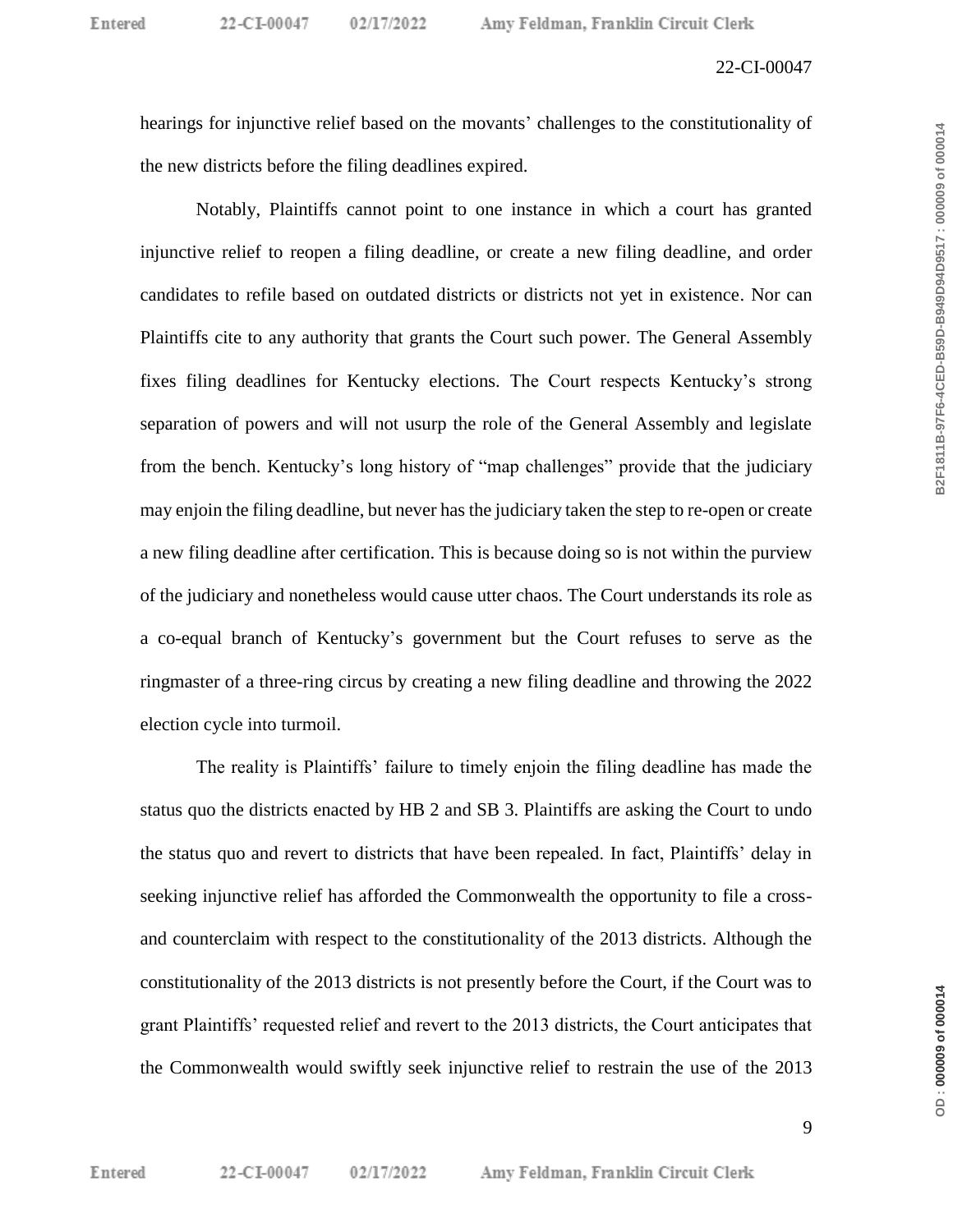hearings for injunctive relief based on the movants' challenges to the constitutionality of the new districts before the filing deadlines expired.

Notably, Plaintiffs cannot point to one instance in which a court has granted injunctive relief to reopen a filing deadline, or create a new filing deadline, and order candidates to refile based on outdated districts or districts not yet in existence. Nor can Plaintiffs cite to any authority that grants the Court such power. The General Assembly fixes filing deadlines for Kentucky elections. The Court respects Kentucky's strong separation of powers and will not usurp the role of the General Assembly and legislate from the bench. Kentucky's long history of "map challenges" provide that the judiciary may enjoin the filing deadline, but never has the judiciary taken the step to re-open or create a new filing deadline after certification. This is because doing so is not within the purview of the judiciary and nonetheless would cause utter chaos. The Court understands its role as a co-equal branch of Kentucky's government but the Court refuses to serve as the ringmaster of a three-ring circus by creating a new filing deadline and throwing the 2022 election cycle into turmoil.

The reality is Plaintiffs' failure to timely enjoin the filing deadline has made the status quo the districts enacted by HB 2 and SB 3. Plaintiffs are asking the Court to undo the status quo and revert to districts that have been repealed. In fact, Plaintiffs' delay in seeking injunctive relief has afforded the Commonwealth the opportunity to file a cross- and counterclaim with respect to the constitutionality of the 2013 districts. Although the constitutionality of the 2013 districts is not presently before the Court, if the Court was to grant Plaintiffs' requested relief and revert to the 2013 districts, the Court anticipates that the Commonwealth would swiftly seek injunctive relief to restrain the use of the 2013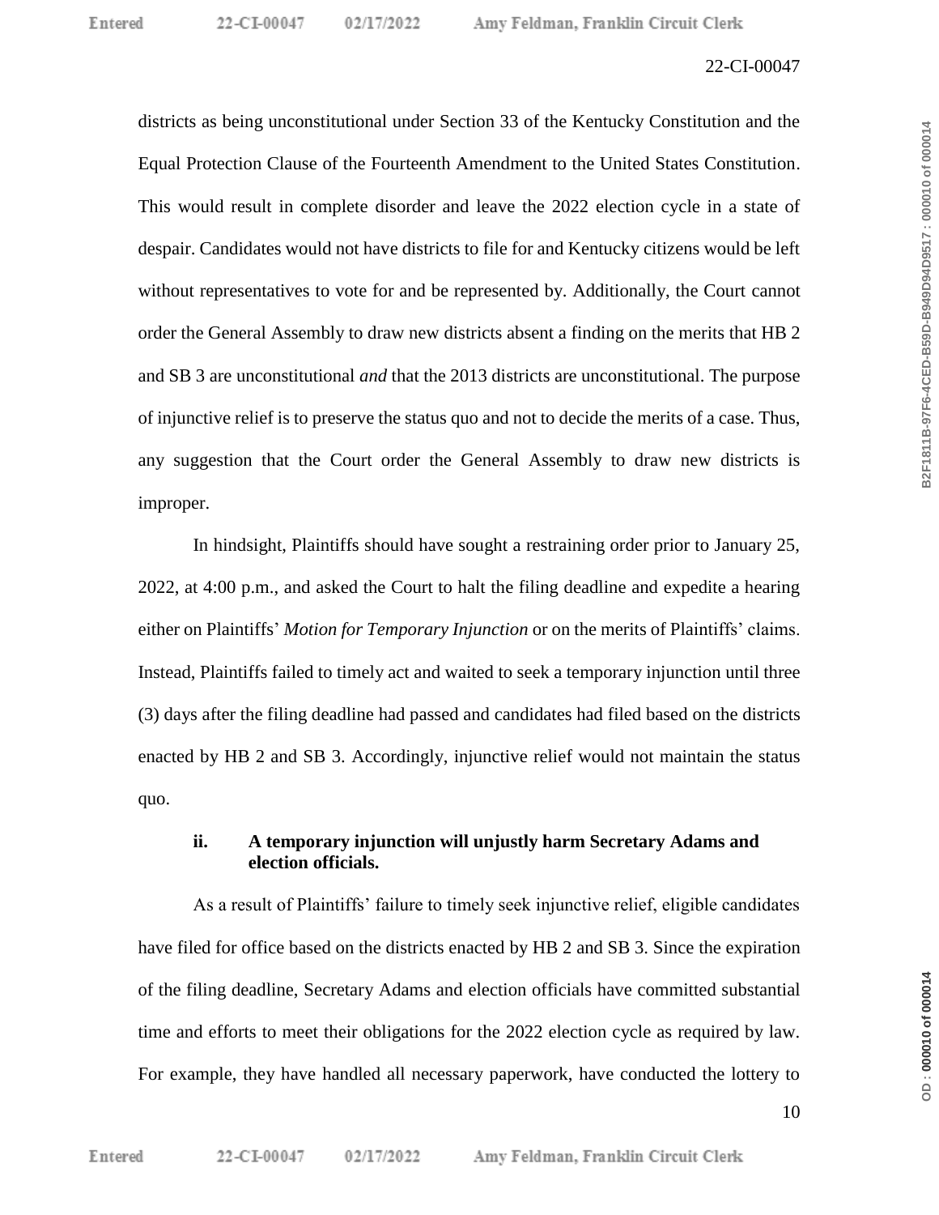districts as being unconstitutional under Section 33 of the Kentucky Constitution and the Equal Protection Clause of the Fourteenth Amendment to the United States Constitution. This would result in complete disorder and leave the 2022 election cycle in a state of despair. Candidates would not have districts to file for and Kentucky citizens would be left without representatives to vote for and be represented by. Additionally, the Court cannot order the General Assembly to draw new districts absent a finding on the merits that HB 2 and SB 3 are unconstitutional *and* that the 2013 districts are unconstitutional. The purpose of injunctive relief is to preserve the status quo and not to decide the merits of a case. Thus, any suggestion that the Court order the General Assembly to draw new districts is improper.

In hindsight, Plaintiffs should have sought a restraining order prior to January 25, 2022, at 4:00 p.m., and asked the Court to halt the filing deadline and expedite a hearing either on Plaintiffs' *Motion for Temporary Injunction* or on the merits of Plaintiffs' claims. Instead, Plaintiffs failed to timely act and waited to seek a temporary injunction until three (3) days after the filing deadline had passed and candidates had filed based on the districts enacted by HB 2 and SB 3. Accordingly, injunctive relief would not maintain the status quo.

#### ii. A temporary injunction will unjustly harm Secretary Adams and election officials.

As a result of Plaintiffs' failure to timely seek injunctive relief, eligible candidates have filed for office based on the districts enacted by HB 2 and SB 3. Since the expiration of the filing deadline, Secretary Adams and election officials have committed substantial time and efforts to meet their obligations for the 2022 election cycle as required by law. For example, they have handled all necessary paperwork, have conducted the lottery to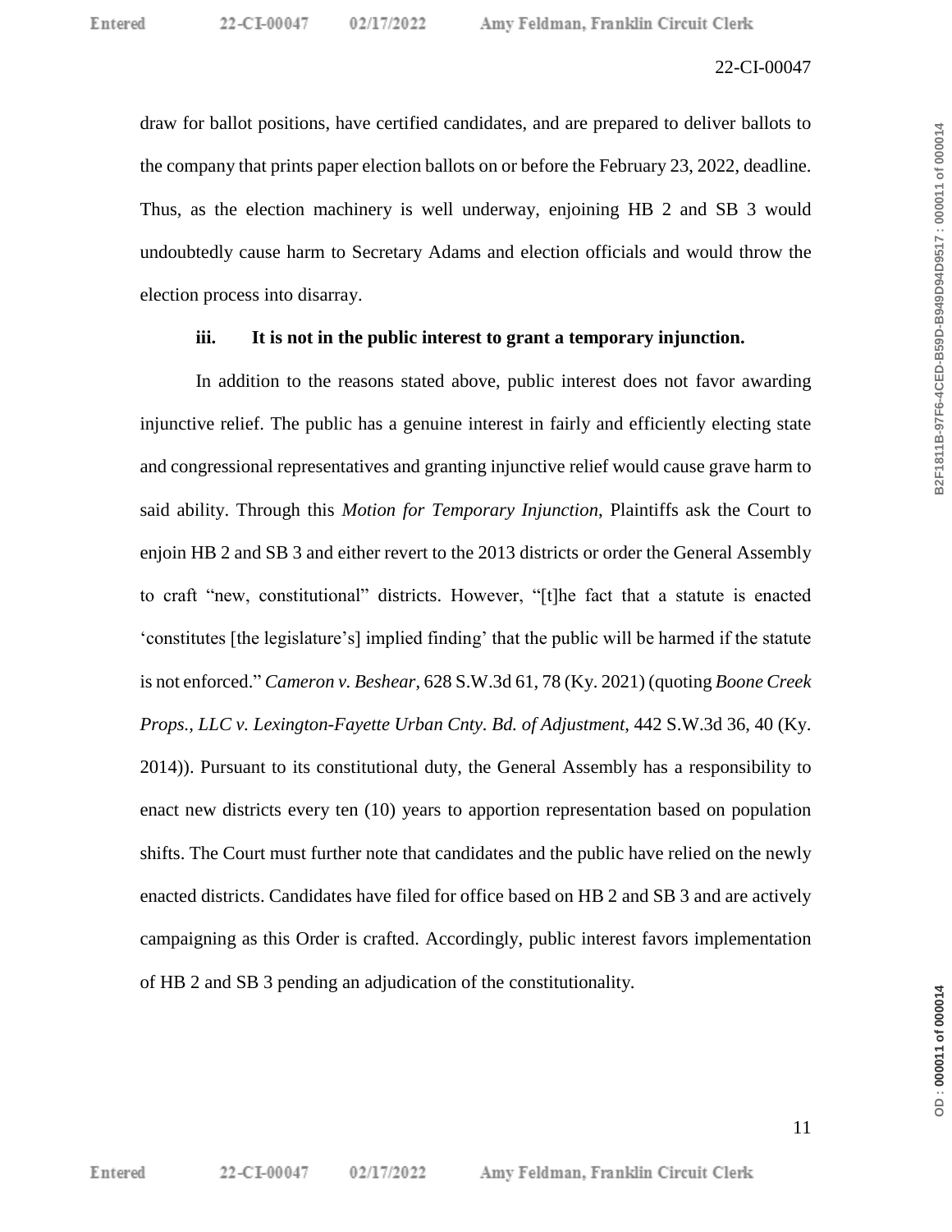draw for ballot positions, have certified candidates, and are prepared to deliver ballots to the company that prints paper election ballots on or before the February 23, 2022, deadline. Thus, as the election machinery is well underway, enjoining HB 2 and SB 3 would undoubtedly cause harm to Secretary Adams and election officials and would throw the election process into disarray.

**iii. It is not in the public interest to grant a temporary injunction.**

In addition to the reasons stated above, public interest does not favor awarding injunctive relief. The public has a genuine interest in fairly and efficiently electing state and congressional representatives and granting injunctive relief would cause grave harm to said ability. Through this *Motion for Temporary Injunction*, Plaintiffs ask the Court to enjoin HB 2 and SB 3 and either revert to the 2013 districts or order the General Assembly to craft "new, constitutional" districts. However, "[t]he fact that a statute is enacted 'constitutes [the legislature's] implied finding' that the public will be harmed if the statute is not enforced." *Cameron v. Beshear*, 628 S.W.3d 61, 78 (Ky. 2021) (quoting *Boone Creek Props., LLC v. Lexington-Fayette Urban Cnty. Bd. of Adjustment*, 442 S.W.3d 36, 40 (Ky. 2014)). Pursuant to its constitutional duty, the General Assembly has a responsibility to enact new districts every ten (10) years to apportion representation based on population shifts. The Court must further note that candidates and the public have relied on the newly enacted districts. Candidates have filed for office based on HB 2 and SB 3 and are actively campaigning as this Order is crafted. Accordingly, public interest favors implementation of HB 2 and SB 3 pending an adjudication of the constitutionality.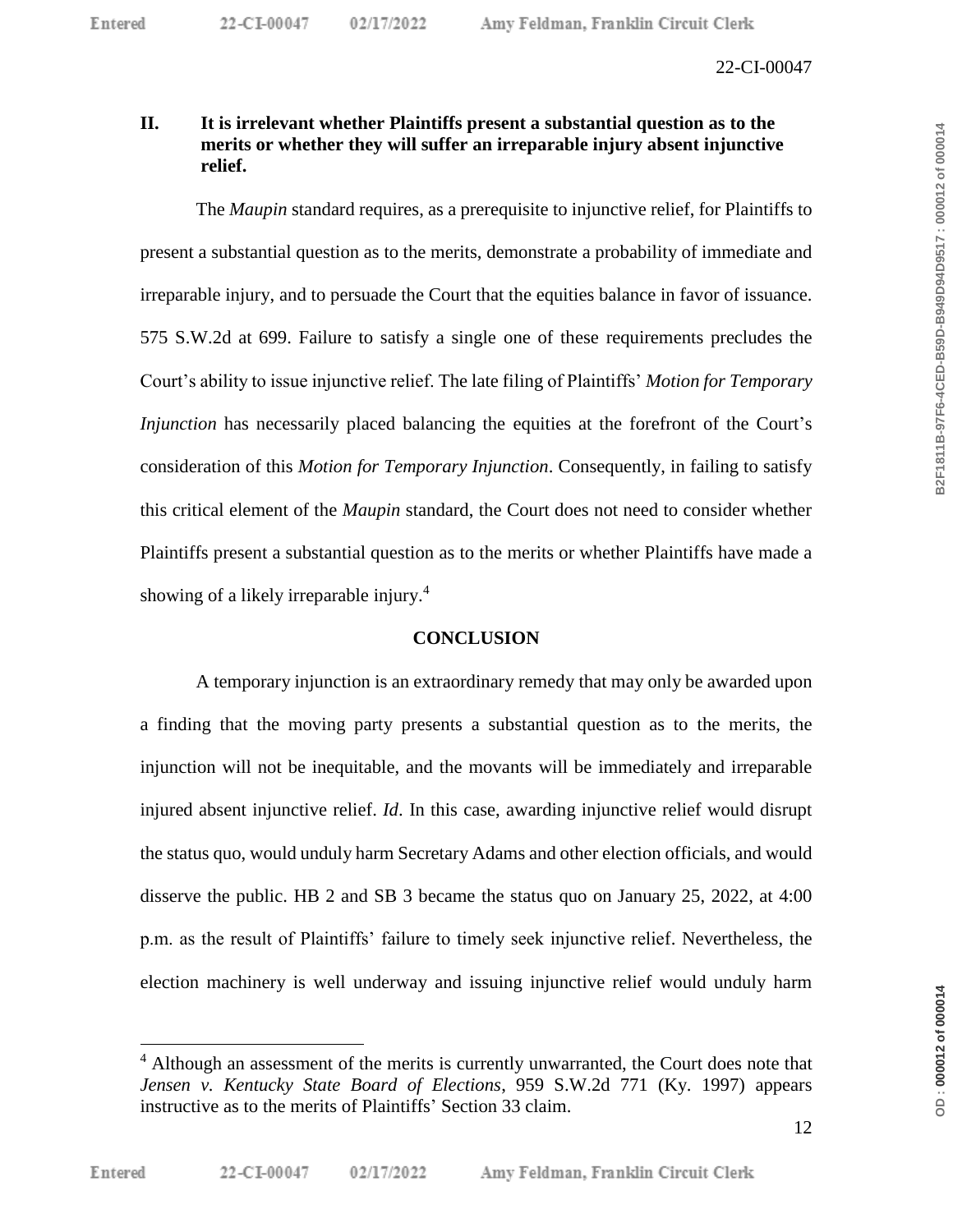## II. It is irrelevant whether Plaintiffs present a substantial question as to the merits or whether they will suffer an irreparable injury absent injunctive relief.

The *Maupin* standard requires, as a prerequisite to injunctive relief, for Plaintiffs to present a substantial question as to the merits, demonstrate a probability of immediate and irreparable injury, and to persuade the Court that the equities balance in favor of issuance. 575 S.W.2d at 699. Failure to satisfy a single one of these requirements precludes the Court's ability to issue injunctive relief. The late filing of Plaintiffs' *Motion for Temporary Injunction* has necessarily placed balancing the equities at the forefront of the Court's consideration of this *Motion for Temporary Injunction*. Consequently, in failing to satisfy this critical element of the *Maupin* standard, the Court does not need to consider whether Plaintiffs present a substantial question as to the merits or whether Plaintiffs have made a showing of a likely irreparable injury.[4]

### CONCLUSION

A temporary injunction is an extraordinary remedy that may only be awarded upon a finding that the moving party presents a substantial question as to the merits, the injunction will not be inequitable, and the movants will be immediately and irreparable injured absent injunctive relief. *Id*. In this case, awarding injunctive relief would disrupt the status quo, would unduly harm Secretary Adams and other election officials, and would disserve the public. HB 2 and SB 3 became the status quo on January 25, 2022, at 4:00 p.m. as the result of Plaintiffs' failure to timely seek injunctive relief. Nevertheless, the election machinery is well underway and issuing injunctive relief would unduly harm

---

[4] Although an assessment of the merits is currently unwarranted, the Court does note that *Jensen v. Kentucky State Board of Elections*, 959 S.W.2d 771 (Ky. 1997) appears instructive as to the merits of Plaintiffs' Section 33 claim.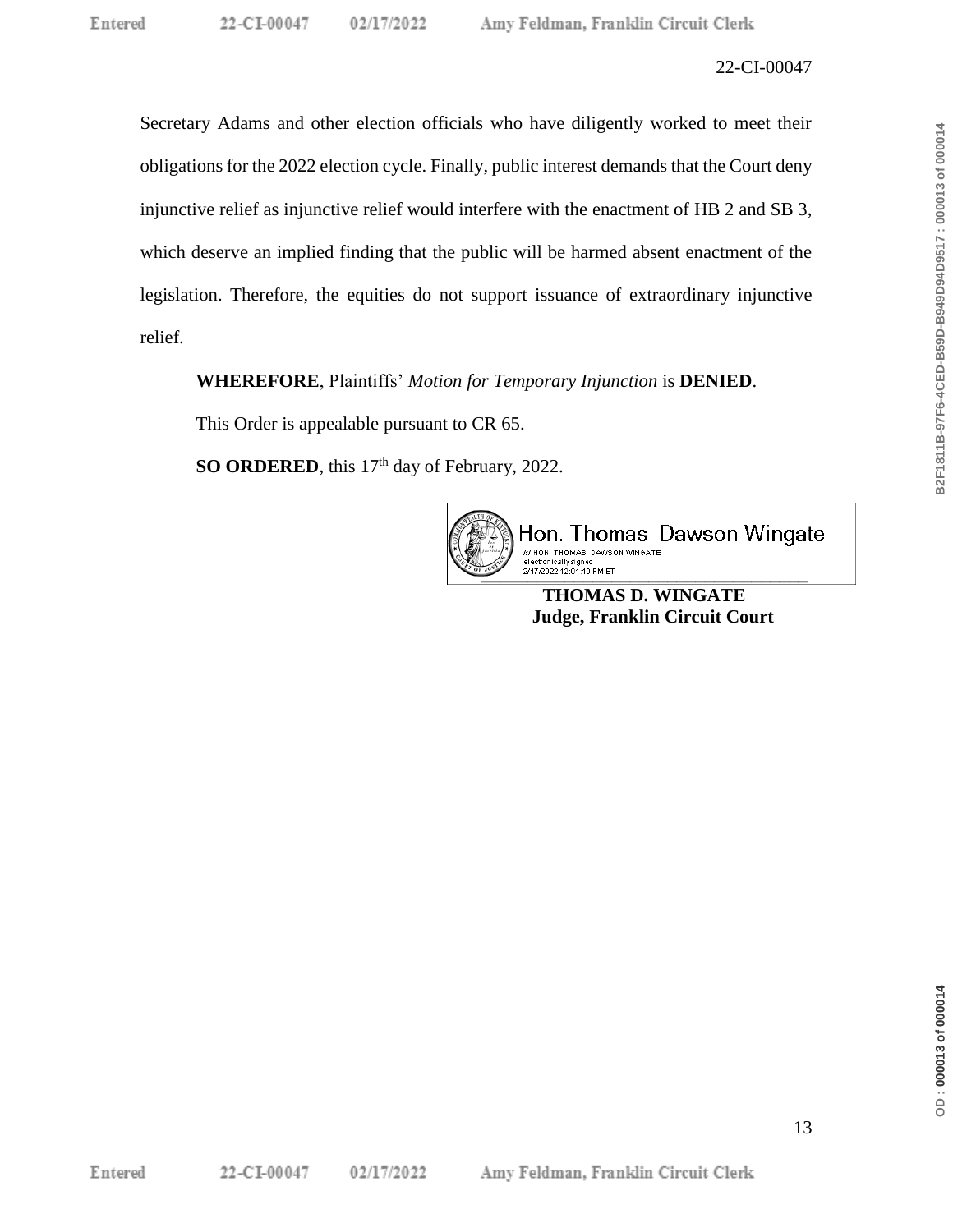Secretary Adams and other election officials who have diligently worked to meet their obligations for the 2022 election cycle. Finally, public interest demands that the Court deny injunctive relief as injunctive relief would interfere with the enactment of HB 2 and SB 3, which deserve an implied finding that the public will be harmed absent enactment of the legislation. Therefore, the equities do not support issuance of extraordinary injunctive relief.

**WHEREFORE**, Plaintiffs' *Motion for Temporary Injunction* is **DENIED**.

This Order is appealable pursuant to CR 65.

**SO ORDERED**, this 17th day of February, 2022.

Hon. Thomas Dawson Wingate
/s/ HON. THOMAS DAWSON WINGATE
electronically signed
2/17/2022 12:01:19 PM ET

**THOMAS D. WINGATE**
**Judge, Franklin Circuit Court**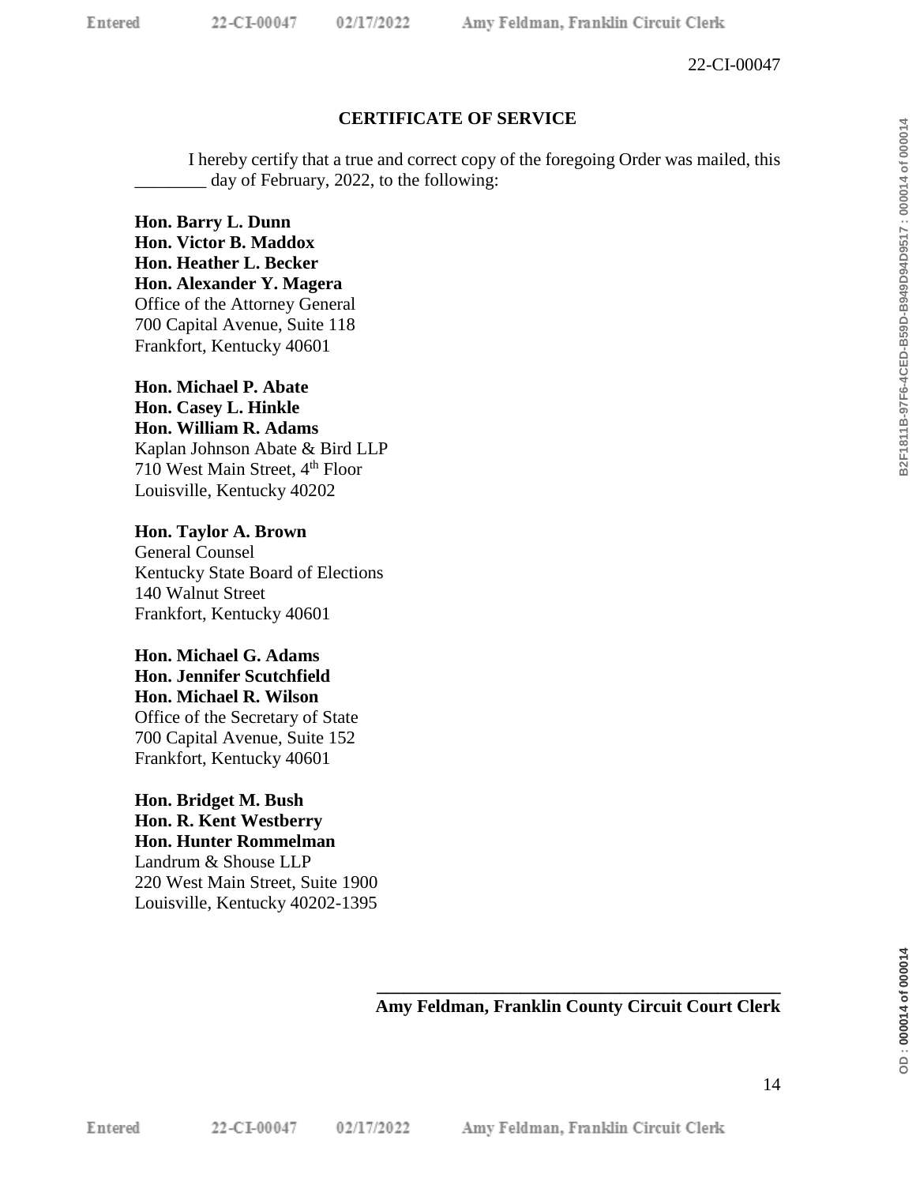22-CI-00047

**CERTIFICATE OF SERVICE**

I hereby certify that a true and correct copy of the foregoing Order was mailed, this ________ day of February, 2022, to the following:

**Hon. Barry L. Dunn**
**Hon. Victor B. Maddox**
**Hon. Heather L. Becker**
**Hon. Alexander Y. Magera**
Office of the Attorney General
700 Capital Avenue, Suite 118
Frankfort, Kentucky 40601

**Hon. Michael P. Abate**
**Hon. Casey L. Hinkle**
**Hon. William R. Adams**
Kaplan Johnson Abate & Bird LLP
710 West Main Street, 4th Floor
Louisville, Kentucky 40202

**Hon. Taylor A. Brown**
General Counsel
Kentucky State Board of Elections
140 Walnut Street
Frankfort, Kentucky 40601

**Hon. Michael G. Adams**
**Hon. Jennifer Scutchfield**
**Hon. Michael R. Wilson**
Office of the Secretary of State
700 Capital Avenue, Suite 152
Frankfort, Kentucky 40601

**Hon. Bridget M. Bush**
**Hon. R. Kent Westberry**
**Hon. Hunter Rommelman**
Landrum & Shouse LLP
220 West Main Street, Suite 1900
Louisville, Kentucky 40202-1395

______________________________________
**Amy Feldman, Franklin County Circuit Court Clerk**